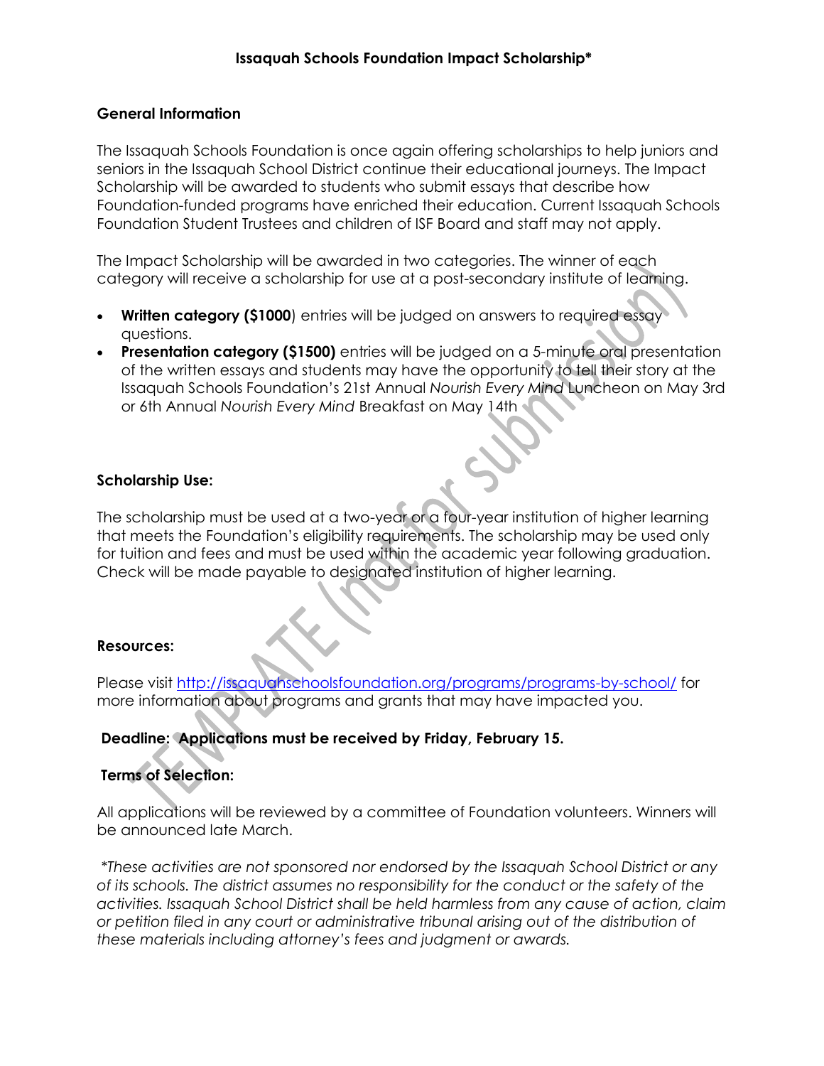# Issaquah Schools Foundation Impact Scholarship*

## General Information

The Issaquah Schools Foundation is once again offering scholarships to help juniors and seniors in the Issaquah School District continue their educational journeys. The Impact Scholarship will be awarded to students who submit essays that describe how Foundation-funded programs have enriched their education. Current Issaquah Schools Foundation Student Trustees and children of ISF Board and staff may not apply.

The Impact Scholarship will be awarded in two categories. The winner of each category will receive a scholarship for use at a post-secondary institute of learning.

- **Written category ($1000**) entries will be judged on answers to required essay questions.
- **Presentation category ($1500)** entries will be judged on a 5-minute oral presentation of the written essays and students may have the opportunity to tell their story at the Issaquah Schools Foundation's 21st Annual *Nourish Every Mind* Luncheon on May 3rd or 6th Annual *Nourish Every Mind* Breakfast on May 14th

## Scholarship Use:

The scholarship must be used at a two-year or a four-year institution of higher learning that meets the Foundation's eligibility requirements. The scholarship may be used only for tuition and fees and must be used within the academic year following graduation. Check will be made payable to designated institution of higher learning.

## Resources:

Please visit http://issaquahschoolsfoundation.org/programs/programs-by-school/ for more information about programs and grants that may have impacted you.

**Deadline: Applications must be received by Friday, February 15.**

## Terms of Selection:

All applications will be reviewed by a committee of Foundation volunteers. Winners will be announced late March.

*\*These activities are not sponsored nor endorsed by the Issaquah School District or any of its schools. The district assumes no responsibility for the conduct or the safety of the activities. Issaquah School District shall be held harmless from any cause of action, claim or petition filed in any court or administrative tribunal arising out of the distribution of these materials including attorney's fees and judgment or awards.*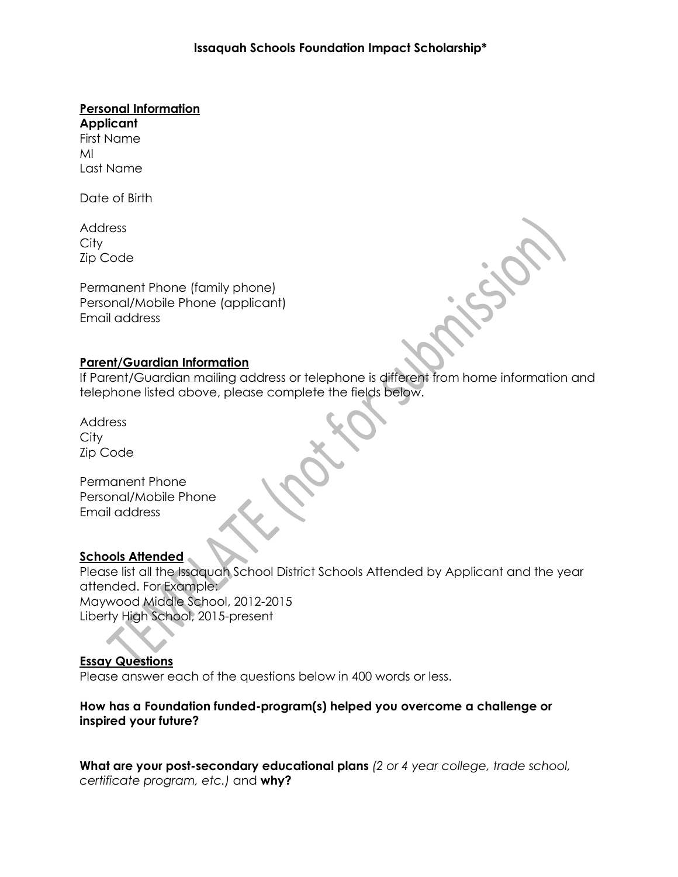# Issaquah Schools Foundation Impact Scholarship*

## Personal Information

**Applicant**

First Name

MI

Last Name

Date of Birth

Address

City

Zip Code

Permanent Phone (family phone)

Personal/Mobile Phone (applicant)

Email address

## Parent/Guardian Information

If Parent/Guardian mailing address or telephone is different from home information and telephone listed above, please complete the fields below.

Address

City

Zip Code

Permanent Phone

Personal/Mobile Phone

Email address

## Schools Attended

Please list all the Issaquah School District Schools Attended by Applicant and the year attended. For Example:

Maywood Middle School, 2012-2015

Liberty High School, 2015-present

## Essay Questions

Please answer each of the questions below in 400 words or less.

**How has a Foundation funded-program(s) helped you overcome a challenge or inspired your future?**

**What are your post-secondary educational plans** *(2 or 4 year college, trade school, certificate program, etc.)* and **why?**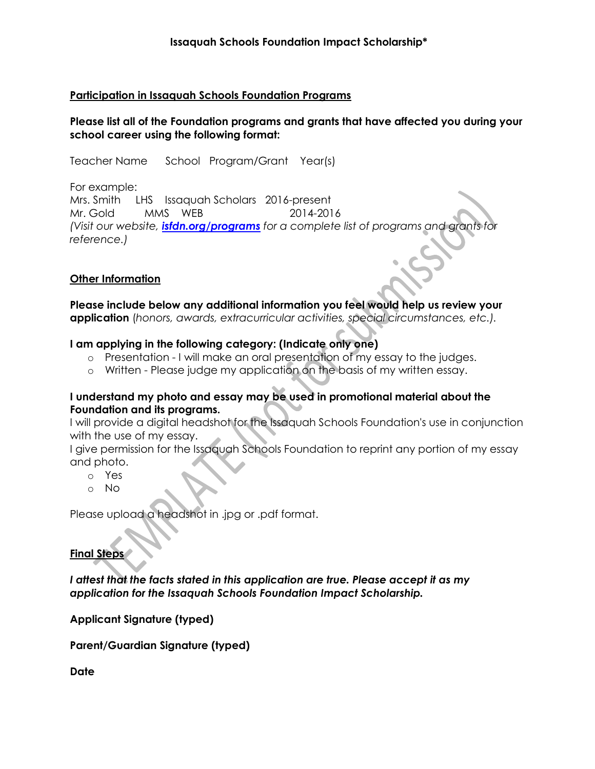**Issaquah Schools Foundation Impact Scholarship***

**Participation in Issaquah Schools Foundation Programs**

**Please list all of the Foundation programs and grants that have affected you during your school career using the following format:**

Teacher Name School Program/Grant Year(s)

For example:
Mrs. Smith LHS Issaquah Scholars 2016-present
Mr. Gold MMS WEB 2014-2016
*(Visit our website,* ***isfdn.org/programs*** *for a complete list of programs and grants for reference.)*

**Other Information**

**Please include below any additional information you feel would help us review your application** (*honors, awards, extracurricular activities, special circumstances, etc.).*

**I am applying in the following category: (Indicate only one)**

- Presentation - I will make an oral presentation of my essay to the judges.
- Written - Please judge my application on the basis of my written essay.

**I understand my photo and essay may be used in promotional material about the Foundation and its programs.**
I will provide a digital headshot for the Issaquah Schools Foundation's use in conjunction with the use of my essay.
I give permission for the Issaquah Schools Foundation to reprint any portion of my essay and photo.

- Yes
- No

Please upload a headshot in .jpg or .pdf format.

**Final Steps**

***I attest that the facts stated in this application are true. Please accept it as my application for the Issaquah Schools Foundation Impact Scholarship.***

**Applicant Signature (typed)**

**Parent/Guardian Signature (typed)**

**Date**

TEMPLATE (not for submission)